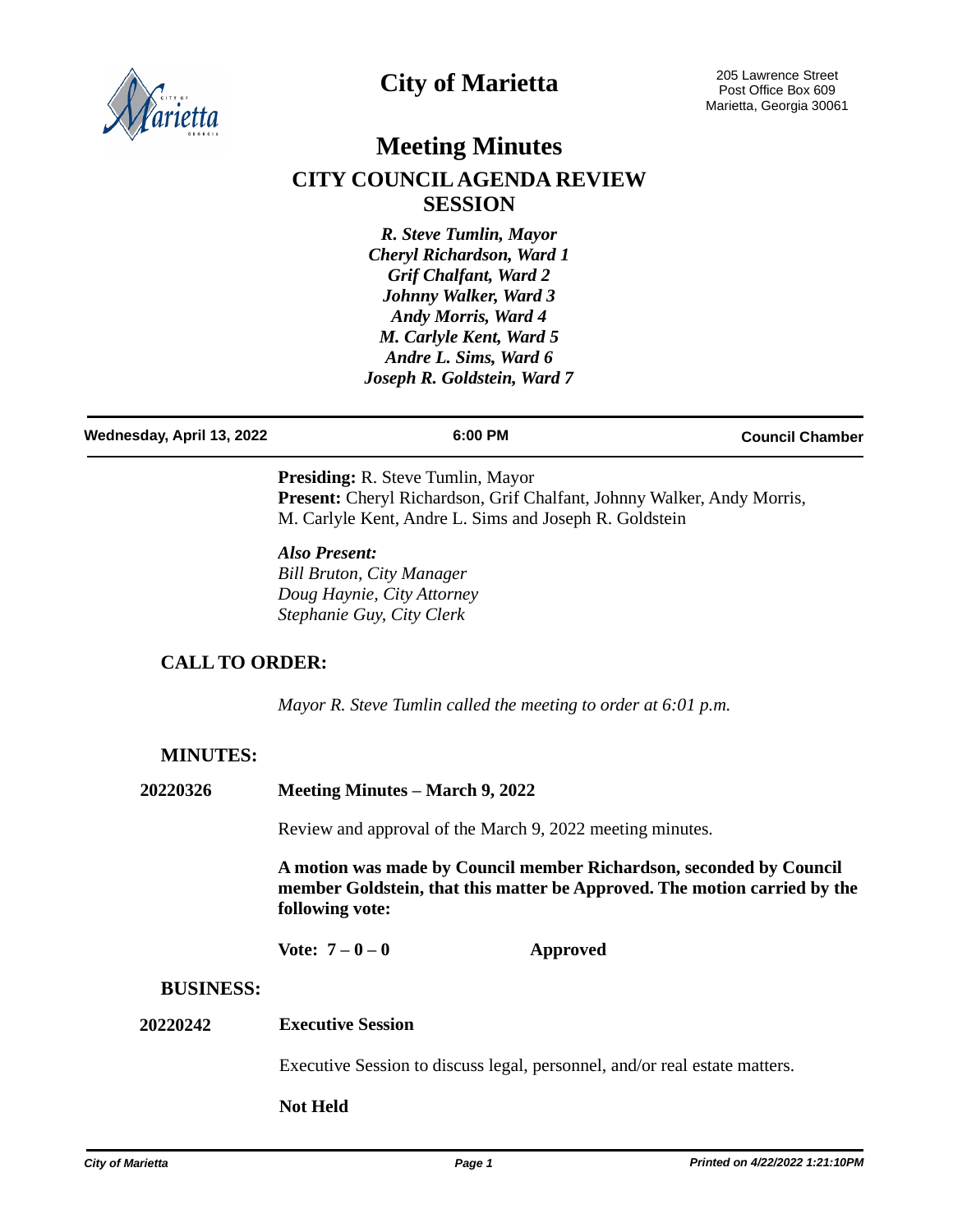# City of Marietta

205 Lawrence Street
Post Office Box 609
Marietta, Georgia 30061

# Meeting Minutes

## CITY COUNCIL AGENDA REVIEW SESSION

*R. Steve Tumlin, Mayor*
*Cheryl Richardson, Ward 1*
*Grif Chalfant, Ward 2*
*Johnny Walker, Ward 3*
*Andy Morris, Ward 4*
*M. Carlyle Kent, Ward 5*
*Andre L. Sims, Ward 6*
*Joseph R. Goldstein, Ward 7*

**Wednesday, April 13, 2022** | **6:00 PM** | **Council Chamber**

**Presiding:** R. Steve Tumlin, Mayor
**Present:** Cheryl Richardson, Grif Chalfant, Johnny Walker, Andy Morris, M. Carlyle Kent, Andre L. Sims and Joseph R. Goldstein

***Also Present:***
*Bill Bruton, City Manager*
*Doug Haynie, City Attorney*
*Stephanie Guy, City Clerk*

## CALL TO ORDER:

*Mayor R. Steve Tumlin called the meeting to order at 6:01 p.m.*

## MINUTES:

**20220326 Meeting Minutes – March 9, 2022**

Review and approval of the March 9, 2022 meeting minutes.

**A motion was made by Council member Richardson, seconded by Council member Goldstein, that this matter be Approved. The motion carried by the following vote:**

**Vote: 7 – 0 – 0 Approved**

## BUSINESS:

**20220242 Executive Session**

Executive Session to discuss legal, personnel, and/or real estate matters.

**Not Held**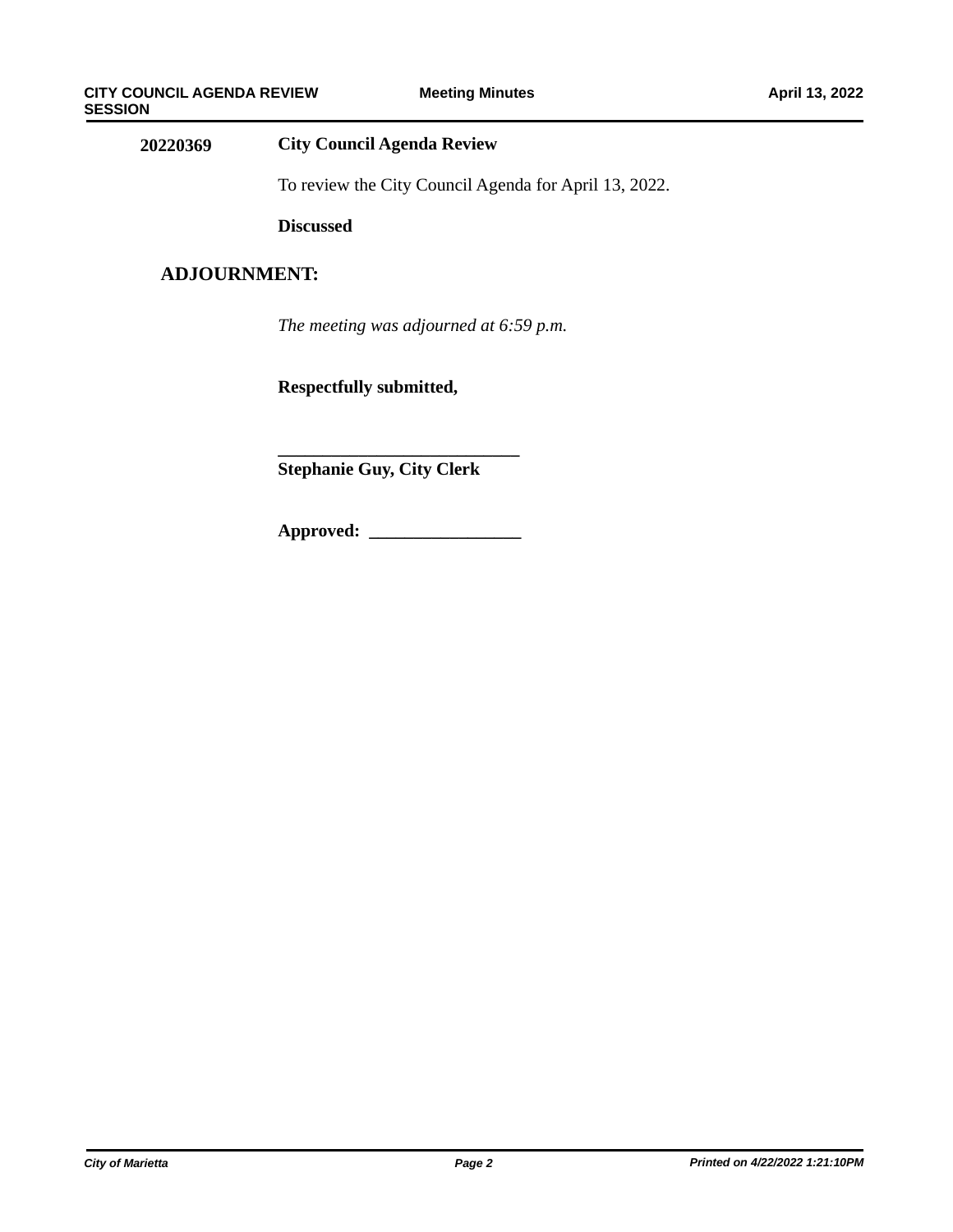**20220369** **City Council Agenda Review**

To review the City Council Agenda for April 13, 2022.

**Discussed**

## ADJOURNMENT:

*The meeting was adjourned at 6:59 p.m.*

**Respectfully submitted,**

**___________________________**
**Stephanie Guy, City Clerk**

**Approved: _________________**